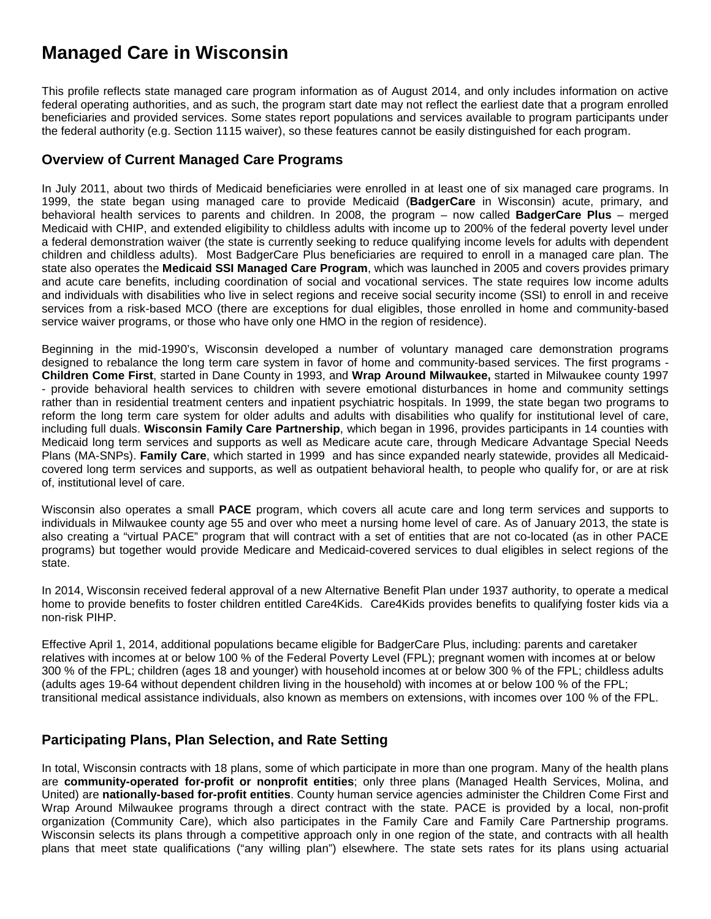# Managed Care in Wisconsin

This profile reflects state managed care program information as of August 2014, and only includes information on active federal operating authorities, and as such, the program start date may not reflect the earliest date that a program enrolled beneficiaries and provided services. Some states report populations and services available to program participants under the federal authority (e.g. Section 1115 waiver), so these features cannot be easily distinguished for each program.

## Overview of Current Managed Care Programs

In July 2011, about two thirds of Medicaid beneficiaries were enrolled in at least one of six managed care programs. In 1999, the state began using managed care to provide Medicaid (**BadgerCare** in Wisconsin) acute, primary, and behavioral health services to parents and children. In 2008, the program – now called **BadgerCare Plus** – merged Medicaid with CHIP, and extended eligibility to childless adults with income up to 200% of the federal poverty level under a federal demonstration waiver (the state is currently seeking to reduce qualifying income levels for adults with dependent children and childless adults). Most BadgerCare Plus beneficiaries are required to enroll in a managed care plan. The state also operates the **Medicaid SSI Managed Care Program**, which was launched in 2005 and covers provides primary and acute care benefits, including coordination of social and vocational services. The state requires low income adults and individuals with disabilities who live in select regions and receive social security income (SSI) to enroll in and receive services from a risk-based MCO (there are exceptions for dual eligibles, those enrolled in home and community-based service waiver programs, or those who have only one HMO in the region of residence).

Beginning in the mid-1990's, Wisconsin developed a number of voluntary managed care demonstration programs designed to rebalance the long term care system in favor of home and community-based services. The first programs - **Children Come First**, started in Dane County in 1993, and **Wrap Around Milwaukee,** started in Milwaukee county 1997 - provide behavioral health services to children with severe emotional disturbances in home and community settings rather than in residential treatment centers and inpatient psychiatric hospitals. In 1999, the state began two programs to reform the long term care system for older adults and adults with disabilities who qualify for institutional level of care, including full duals. **Wisconsin Family Care Partnership**, which began in 1996, provides participants in 14 counties with Medicaid long term services and supports as well as Medicare acute care, through Medicare Advantage Special Needs Plans (MA-SNPs). **Family Care**, which started in 1999 and has since expanded nearly statewide, provides all Medicaid-covered long term services and supports, as well as outpatient behavioral health, to people who qualify for, or are at risk of, institutional level of care.

Wisconsin also operates a small **PACE** program, which covers all acute care and long term services and supports to individuals in Milwaukee county age 55 and over who meet a nursing home level of care. As of January 2013, the state is also creating a "virtual PACE" program that will contract with a set of entities that are not co-located (as in other PACE programs) but together would provide Medicare and Medicaid-covered services to dual eligibles in select regions of the state.

In 2014, Wisconsin received federal approval of a new Alternative Benefit Plan under 1937 authority, to operate a medical home to provide benefits to foster children entitled Care4Kids. Care4Kids provides benefits to qualifying foster kids via a non-risk PIHP.

Effective April 1, 2014, additional populations became eligible for BadgerCare Plus, including: parents and caretaker relatives with incomes at or below 100 % of the Federal Poverty Level (FPL); pregnant women with incomes at or below 300 % of the FPL; children (ages 18 and younger) with household incomes at or below 300 % of the FPL; childless adults (adults ages 19-64 without dependent children living in the household) with incomes at or below 100 % of the FPL; transitional medical assistance individuals, also known as members on extensions, with incomes over 100 % of the FPL.

## Participating Plans, Plan Selection, and Rate Setting

In total, Wisconsin contracts with 18 plans, some of which participate in more than one program. Many of the health plans are **community-operated for-profit or nonprofit entities**; only three plans (Managed Health Services, Molina, and United) are **nationally-based for-profit entities**. County human service agencies administer the Children Come First and Wrap Around Milwaukee programs through a direct contract with the state. PACE is provided by a local, non-profit organization (Community Care), which also participates in the Family Care and Family Care Partnership programs. Wisconsin selects its plans through a competitive approach only in one region of the state, and contracts with all health plans that meet state qualifications ("any willing plan") elsewhere. The state sets rates for its plans using actuarial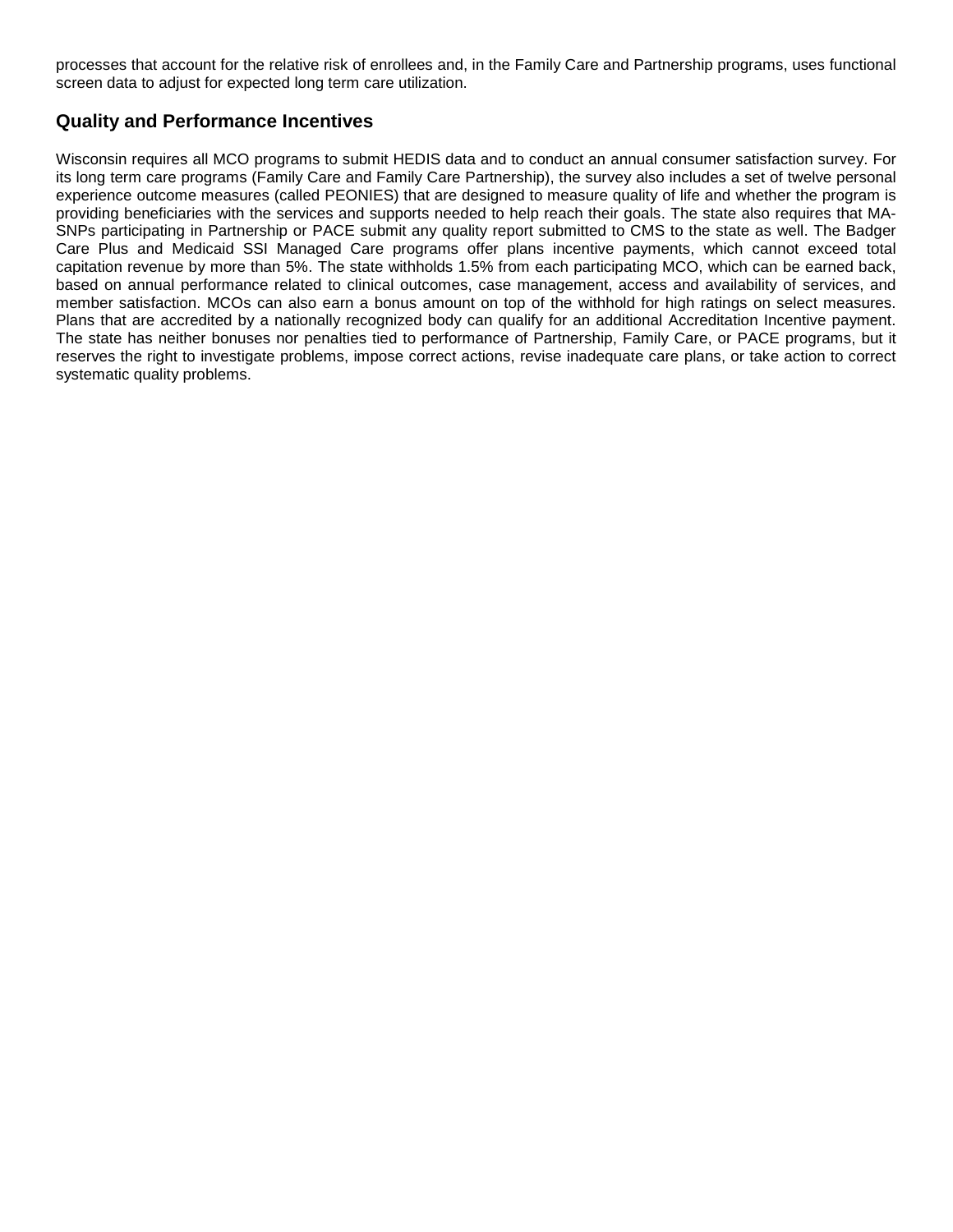processes that account for the relative risk of enrollees and, in the Family Care and Partnership programs, uses functional screen data to adjust for expected long term care utilization.

## Quality and Performance Incentives

Wisconsin requires all MCO programs to submit HEDIS data and to conduct an annual consumer satisfaction survey. For its long term care programs (Family Care and Family Care Partnership), the survey also includes a set of twelve personal experience outcome measures (called PEONIES) that are designed to measure quality of life and whether the program is providing beneficiaries with the services and supports needed to help reach their goals. The state also requires that MA-SNPs participating in Partnership or PACE submit any quality report submitted to CMS to the state as well. The Badger Care Plus and Medicaid SSI Managed Care programs offer plans incentive payments, which cannot exceed total capitation revenue by more than 5%. The state withholds 1.5% from each participating MCO, which can be earned back, based on annual performance related to clinical outcomes, case management, access and availability of services, and member satisfaction. MCOs can also earn a bonus amount on top of the withhold for high ratings on select measures. Plans that are accredited by a nationally recognized body can qualify for an additional Accreditation Incentive payment. The state has neither bonuses nor penalties tied to performance of Partnership, Family Care, or PACE programs, but it reserves the right to investigate problems, impose correct actions, revise inadequate care plans, or take action to correct systematic quality problems.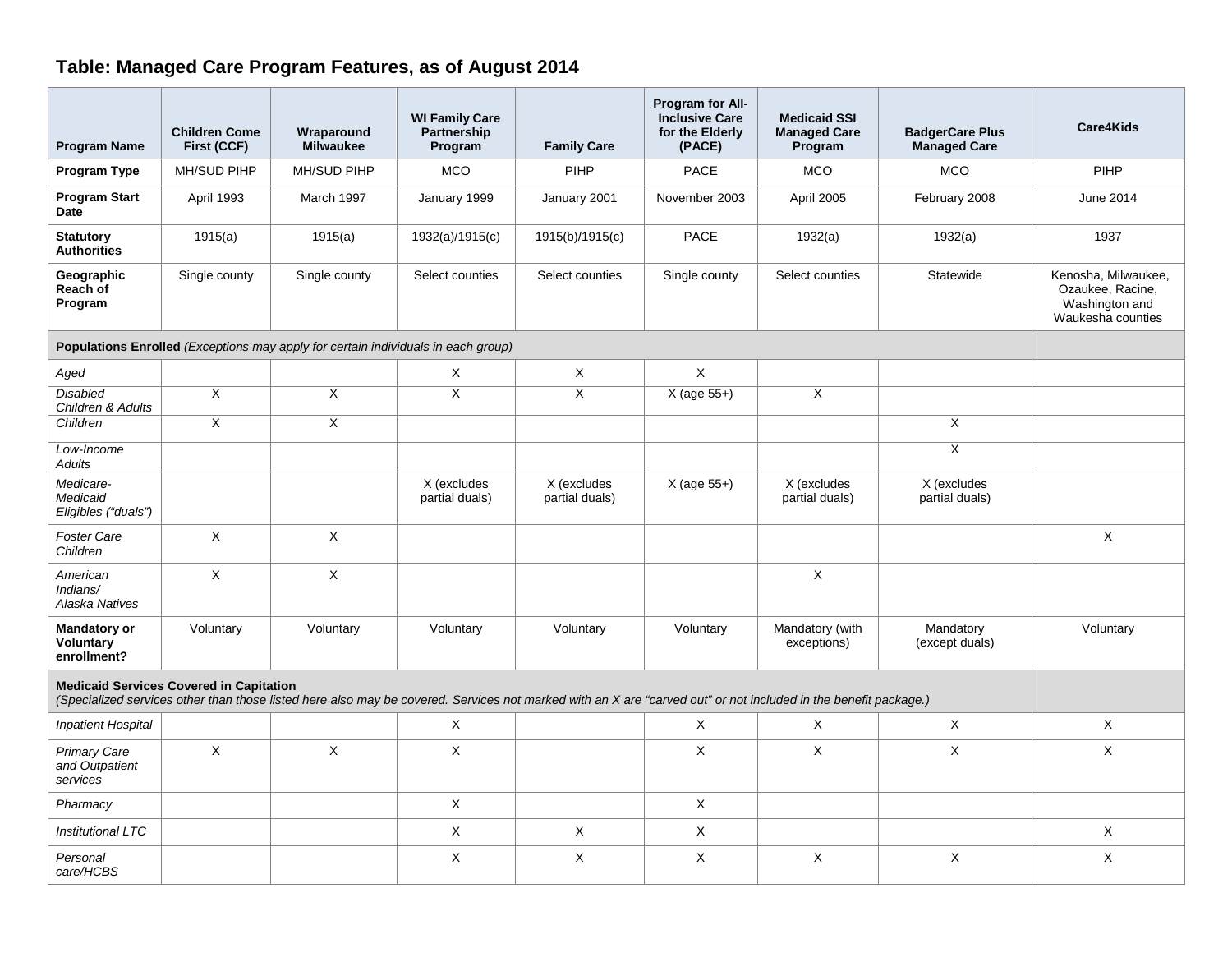## Table: Managed Care Program Features, as of August 2014

| Program Name | Children Come First (CCF) | Wraparound Milwaukee | WI Family Care Partnership Program | Family Care | Program for All-Inclusive Care for the Elderly (PACE) | Medicaid SSI Managed Care Program | BadgerCare Plus Managed Care | Care4Kids |
|---|---|---|---|---|---|---|---|---|
| **Program Type** | MH/SUD PIHP | MH/SUD PIHP | MCO | PIHP | PACE | MCO | MCO | PIHP |
| **Program Start Date** | April 1993 | March 1997 | January 1999 | January 2001 | November 2003 | April 2005 | February 2008 | June 2014 |
| **Statutory Authorities** | 1915(a) | 1915(a) | 1932(a)/1915(c) | 1915(b)/1915(c) | PACE | 1932(a) | 1932(a) | 1937 |
| **Geographic Reach of Program** | Single county | Single county | Select counties | Select counties | Single county | Select counties | Statewide | Kenosha, Milwaukee, Ozaukee, Racine, Washington and Waukesha counties |
| **Populations Enrolled** *(Exceptions may apply for certain individuals in each group)* | | | | | | | | |
| *Aged* | | | X | X | X | | | |
| *Disabled Children & Adults* | X | X | X | X | X (age 55+) | X | | |
| *Children* | X | X | | | | | X | |
| *Low-Income Adults* | | | | | | | X | |
| *Medicare-Medicaid Eligibles ("duals")* | | | X (excludes partial duals) | X (excludes partial duals) | X (age 55+) | X (excludes partial duals) | X (excludes partial duals) | |
| *Foster Care Children* | X | X | | | | | | X |
| *American Indians/ Alaska Natives* | X | X | | | | X | | |
| **Mandatory or Voluntary enrollment?** | Voluntary | Voluntary | Voluntary | Voluntary | Voluntary | Mandatory (with exceptions) | Mandatory (except duals) | Voluntary |
| **Medicaid Services Covered in Capitation** *(Specialized services other than those listed here also may be covered. Services not marked with an X are "carved out" or not included in the benefit package.)* | | | | | | | | |
| *Inpatient Hospital* | | | X | | X | X | X | X |
| *Primary Care and Outpatient services* | X | X | X | | X | X | X | X |
| *Pharmacy* | | | X | | X | | | |
| *Institutional LTC* | | | X | X | X | | | X |
| *Personal care/HCBS* | | | X | X | X | X | X | X |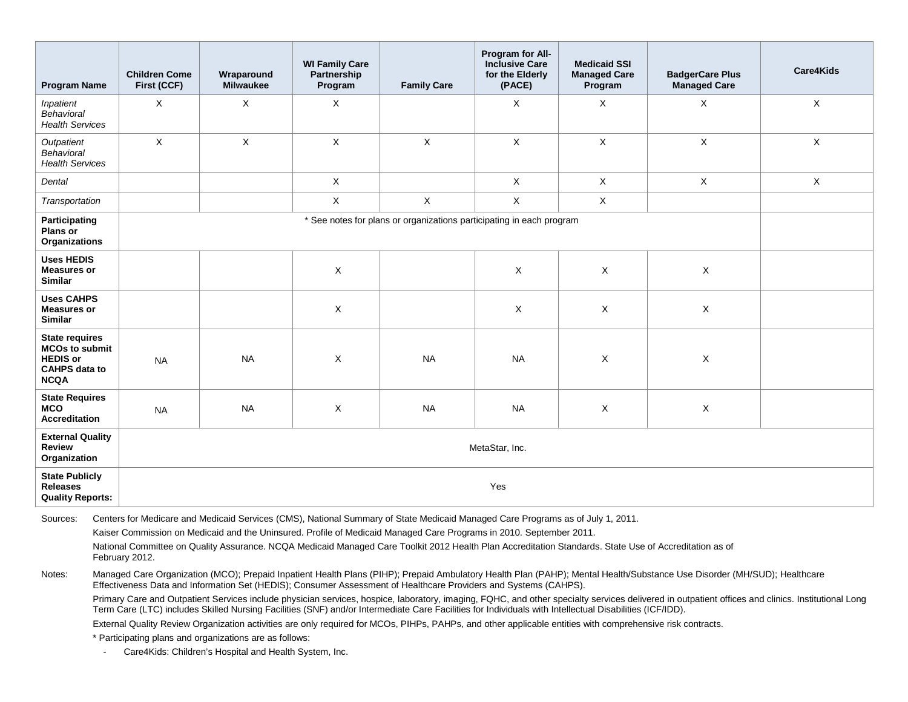| Program Name | Children Come First (CCF) | Wraparound Milwaukee | WI Family Care Partnership Program | Family Care | Program for All-Inclusive Care for the Elderly (PACE) | Medicaid SSI Managed Care Program | BadgerCare Plus Managed Care | Care4Kids |
|---|---|---|---|---|---|---|---|---|
| *Inpatient Behavioral Health Services* | X | X | X | | X | X | X | X |
| *Outpatient Behavioral Health Services* | X | X | X | X | X | X | X | X |
| *Dental* | | | X | | X | X | X | X |
| *Transportation* | | | X | X | X | X | | |
| **Participating Plans or Organizations** | * See notes for plans or organizations participating in each program | | | | | | | |
| **Uses HEDIS Measures or Similar** | | | X | | X | X | X | |
| **Uses CAHPS Measures or Similar** | | | X | | X | X | X | |
| **State requires MCOs to submit HEDIS or CAHPS data to NCQA** | NA | NA | X | NA | NA | X | X | |
| **State Requires MCO Accreditation** | NA | NA | X | NA | NA | X | X | |
| **External Quality Review Organization** | MetaStar, Inc. | | | | | | | |
| **State Publicly Releases Quality Reports:** | Yes | | | | | | | |

Sources: Centers for Medicare and Medicaid Services (CMS), National Summary of State Medicaid Managed Care Programs as of July 1, 2011.

Kaiser Commission on Medicaid and the Uninsured. Profile of Medicaid Managed Care Programs in 2010. September 2011.

National Committee on Quality Assurance. NCQA Medicaid Managed Care Toolkit 2012 Health Plan Accreditation Standards. State Use of Accreditation as of February 2012.

Notes: Managed Care Organization (MCO); Prepaid Inpatient Health Plans (PIHP); Prepaid Ambulatory Health Plan (PAHP); Mental Health/Substance Use Disorder (MH/SUD); Healthcare Effectiveness Data and Information Set (HEDIS); Consumer Assessment of Healthcare Providers and Systems (CAHPS).

Primary Care and Outpatient Services include physician services, hospice, laboratory, imaging, FQHC, and other specialty services delivered in outpatient offices and clinics. Institutional Long Term Care (LTC) includes Skilled Nursing Facilities (SNF) and/or Intermediate Care Facilities for Individuals with Intellectual Disabilities (ICF/IDD).

External Quality Review Organization activities are only required for MCOs, PIHPs, PAHPs, and other applicable entities with comprehensive risk contracts.

* Participating plans and organizations are as follows:

- Care4Kids: Children's Hospital and Health System, Inc.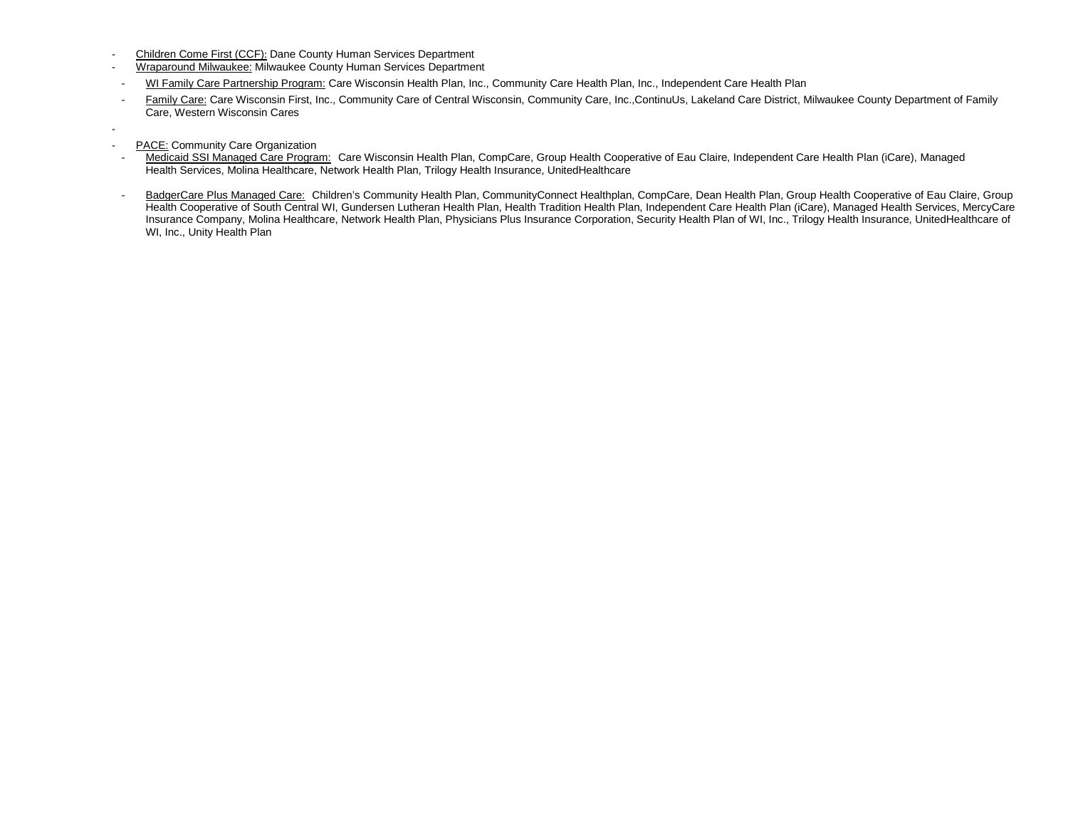- Children Come First (CCF): Dane County Human Services Department
- Wraparound Milwaukee: Milwaukee County Human Services Department
  - WI Family Care Partnership Program: Care Wisconsin Health Plan, Inc., Community Care Health Plan, Inc., Independent Care Health Plan
  - Family Care: Care Wisconsin First, Inc., Community Care of Central Wisconsin, Community Care, Inc.,ContinuUs, Lakeland Care District, Milwaukee County Department of Family Care, Western Wisconsin Cares
-
- PACE: Community Care Organization
  - Medicaid SSI Managed Care Program: Care Wisconsin Health Plan, CompCare, Group Health Cooperative of Eau Claire, Independent Care Health Plan (iCare), Managed Health Services, Molina Healthcare, Network Health Plan, Trilogy Health Insurance, UnitedHealthcare
  - BadgerCare Plus Managed Care: Children's Community Health Plan, CommunityConnect Healthplan, CompCare, Dean Health Plan, Group Health Cooperative of Eau Claire, Group Health Cooperative of South Central WI, Gundersen Lutheran Health Plan, Health Tradition Health Plan, Independent Care Health Plan (iCare), Managed Health Services, MercyCare Insurance Company, Molina Healthcare, Network Health Plan, Physicians Plus Insurance Corporation, Security Health Plan of WI, Inc., Trilogy Health Insurance, UnitedHealthcare of WI, Inc., Unity Health Plan